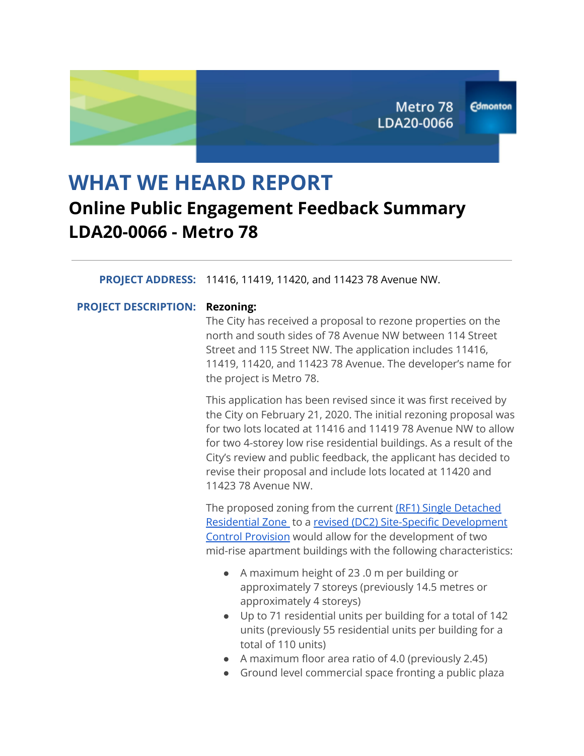Metro 78
LDA20-0066

Edmonton

# WHAT WE HEARD REPORT

## Online Public Engagement Feedback Summary LDA20-0066 - Metro 78

---

**PROJECT ADDRESS:** 11416, 11419, 11420, and 11423 78 Avenue NW.

**PROJECT DESCRIPTION:** **Rezoning:**

The City has received a proposal to rezone properties on the north and south sides of 78 Avenue NW between 114 Street Street and 115 Street NW. The application includes 11416, 11419, 11420, and 11423 78 Avenue. The developer's name for the project is Metro 78.

This application has been revised since it was first received by the City on February 21, 2020. The initial rezoning proposal was for two lots located at 11416 and 11419 78 Avenue NW to allow for two 4-storey low rise residential buildings. As a result of the City's review and public feedback, the applicant has decided to revise their proposal and include lots located at 11420 and 11423 78 Avenue NW.

The proposed zoning from the current (RF1) Single Detached Residential Zone to a revised (DC2) Site-Specific Development Control Provision would allow for the development of two mid-rise apartment buildings with the following characteristics:

- A maximum height of 23 .0 m per building or approximately 7 storeys (previously 14.5 metres or approximately 4 storeys)
- Up to 71 residential units per building for a total of 142 units (previously 55 residential units per building for a total of 110 units)
- A maximum floor area ratio of 4.0 (previously 2.45)
- Ground level commercial space fronting a public plaza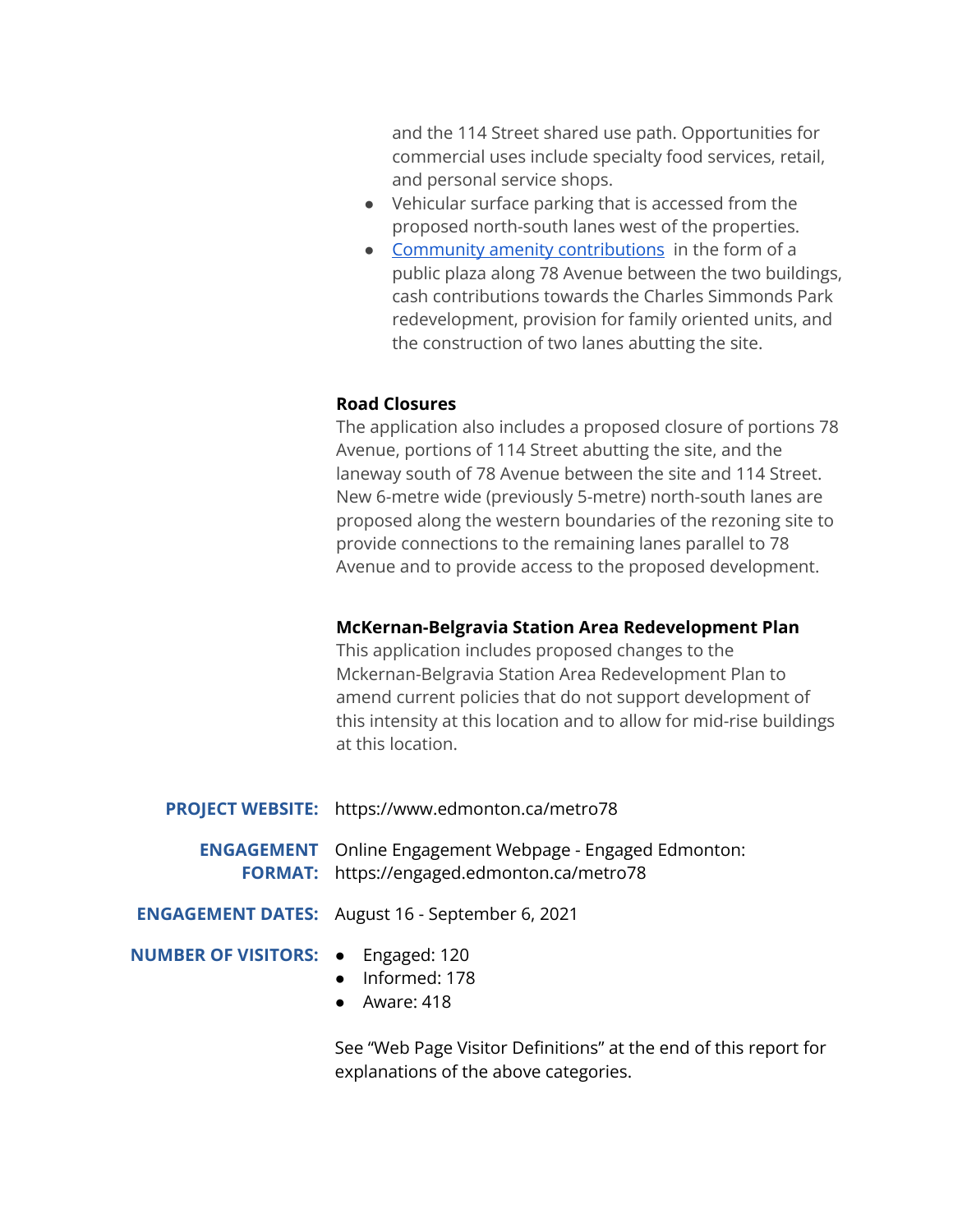and the 114 Street shared use path. Opportunities for commercial uses include specialty food services, retail, and personal service shops.

- Vehicular surface parking that is accessed from the proposed north-south lanes west of the properties.
- Community amenity contributions in the form of a public plaza along 78 Avenue between the two buildings, cash contributions towards the Charles Simmonds Park redevelopment, provision for family oriented units, and the construction of two lanes abutting the site.

**Road Closures**

The application also includes a proposed closure of portions 78 Avenue, portions of 114 Street abutting the site, and the laneway south of 78 Avenue between the site and 114 Street. New 6-metre wide (previously 5-metre) north-south lanes are proposed along the western boundaries of the rezoning site to provide connections to the remaining lanes parallel to 78 Avenue and to provide access to the proposed development.

**McKernan-Belgravia Station Area Redevelopment Plan**

This application includes proposed changes to the Mckernan-Belgravia Station Area Redevelopment Plan to amend current policies that do not support development of this intensity at this location and to allow for mid-rise buildings at this location.

**PROJECT WEBSITE:** https://www.edmonton.ca/metro78

**ENGAGEMENT FORMAT:** Online Engagement Webpage - Engaged Edmonton: https://engaged.edmonton.ca/metro78

**ENGAGEMENT DATES:** August 16 - September 6, 2021

**NUMBER OF VISITORS:**

- Engaged: 120
- Informed: 178
- Aware: 418

See "Web Page Visitor Definitions" at the end of this report for explanations of the above categories.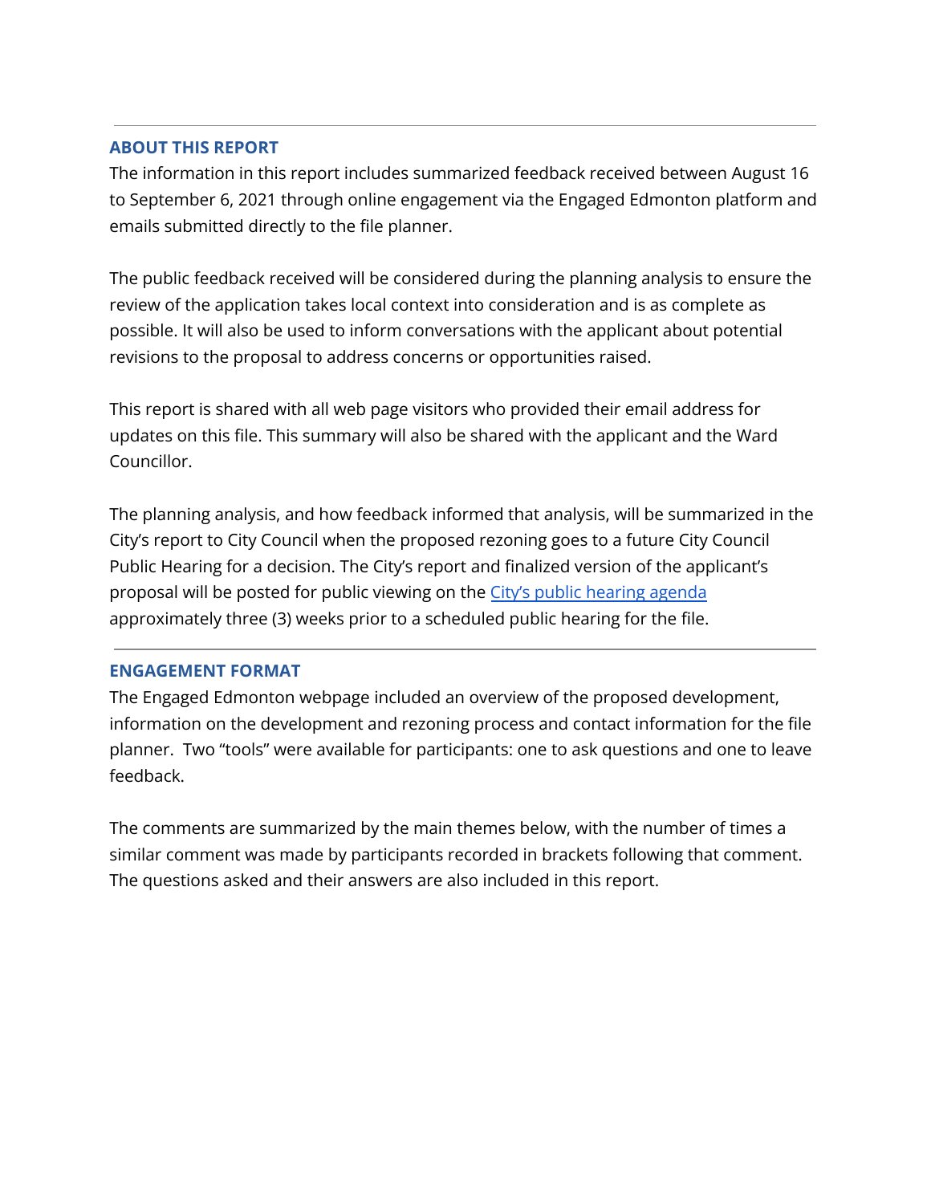## ABOUT THIS REPORT

The information in this report includes summarized feedback received between August 16 to September 6, 2021 through online engagement via the Engaged Edmonton platform and emails submitted directly to the file planner.

The public feedback received will be considered during the planning analysis to ensure the review of the application takes local context into consideration and is as complete as possible. It will also be used to inform conversations with the applicant about potential revisions to the proposal to address concerns or opportunities raised.

This report is shared with all web page visitors who provided their email address for updates on this file. This summary will also be shared with the applicant and the Ward Councillor.

The planning analysis, and how feedback informed that analysis, will be summarized in the City's report to City Council when the proposed rezoning goes to a future City Council Public Hearing for a decision. The City's report and finalized version of the applicant's proposal will be posted for public viewing on the City's public hearing agenda approximately three (3) weeks prior to a scheduled public hearing for the file.

## ENGAGEMENT FORMAT

The Engaged Edmonton webpage included an overview of the proposed development, information on the development and rezoning process and contact information for the file planner. Two "tools" were available for participants: one to ask questions and one to leave feedback.

The comments are summarized by the main themes below, with the number of times a similar comment was made by participants recorded in brackets following that comment. The questions asked and their answers are also included in this report.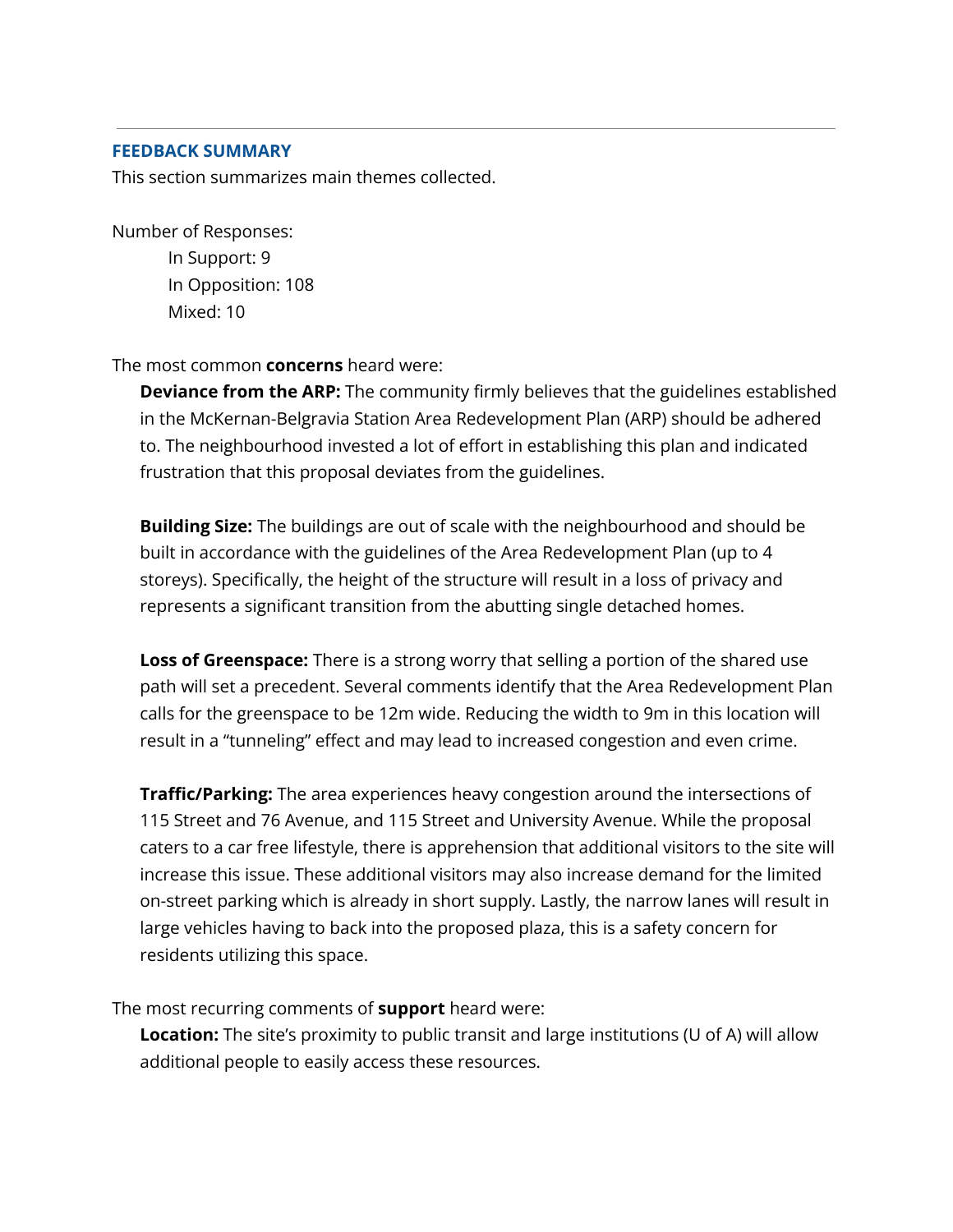## FEEDBACK SUMMARY

This section summarizes main themes collected.

Number of Responses:

- In Support: 9
- In Opposition: 108
- Mixed: 10

The most common **concerns** heard were:

**Deviance from the ARP:** The community firmly believes that the guidelines established in the McKernan-Belgravia Station Area Redevelopment Plan (ARP) should be adhered to. The neighbourhood invested a lot of effort in establishing this plan and indicated frustration that this proposal deviates from the guidelines.

**Building Size:** The buildings are out of scale with the neighbourhood and should be built in accordance with the guidelines of the Area Redevelopment Plan (up to 4 storeys). Specifically, the height of the structure will result in a loss of privacy and represents a significant transition from the abutting single detached homes.

**Loss of Greenspace:** There is a strong worry that selling a portion of the shared use path will set a precedent. Several comments identify that the Area Redevelopment Plan calls for the greenspace to be 12m wide. Reducing the width to 9m in this location will result in a "tunneling" effect and may lead to increased congestion and even crime.

**Traffic/Parking:** The area experiences heavy congestion around the intersections of 115 Street and 76 Avenue, and 115 Street and University Avenue. While the proposal caters to a car free lifestyle, there is apprehension that additional visitors to the site will increase this issue. These additional visitors may also increase demand for the limited on-street parking which is already in short supply. Lastly, the narrow lanes will result in large vehicles having to back into the proposed plaza, this is a safety concern for residents utilizing this space.

The most recurring comments of **support** heard were:

**Location:** The site's proximity to public transit and large institutions (U of A) will allow additional people to easily access these resources.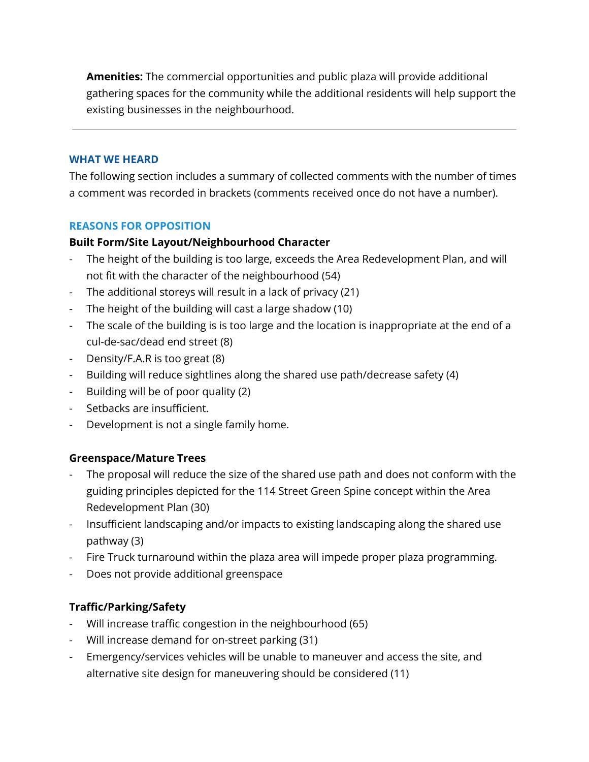**Amenities:** The commercial opportunities and public plaza will provide additional gathering spaces for the community while the additional residents will help support the existing businesses in the neighbourhood.

---

## WHAT WE HEARD

The following section includes a summary of collected comments with the number of times a comment was recorded in brackets (comments received once do not have a number).

### REASONS FOR OPPOSITION

**Built Form/Site Layout/Neighbourhood Character**

- The height of the building is too large, exceeds the Area Redevelopment Plan, and will not fit with the character of the neighbourhood (54)
- The additional storeys will result in a lack of privacy (21)
- The height of the building will cast a large shadow (10)
- The scale of the building is is too large and the location is inappropriate at the end of a cul-de-sac/dead end street (8)
- Density/F.A.R is too great (8)
- Building will reduce sightlines along the shared use path/decrease safety (4)
- Building will be of poor quality (2)
- Setbacks are insufficient.
- Development is not a single family home.

**Greenspace/Mature Trees**

- The proposal will reduce the size of the shared use path and does not conform with the guiding principles depicted for the 114 Street Green Spine concept within the Area Redevelopment Plan (30)
- Insufficient landscaping and/or impacts to existing landscaping along the shared use pathway (3)
- Fire Truck turnaround within the plaza area will impede proper plaza programming.
- Does not provide additional greenspace

**Traffic/Parking/Safety**

- Will increase traffic congestion in the neighbourhood (65)
- Will increase demand for on-street parking (31)
- Emergency/services vehicles will be unable to maneuver and access the site, and alternative site design for maneuvering should be considered (11)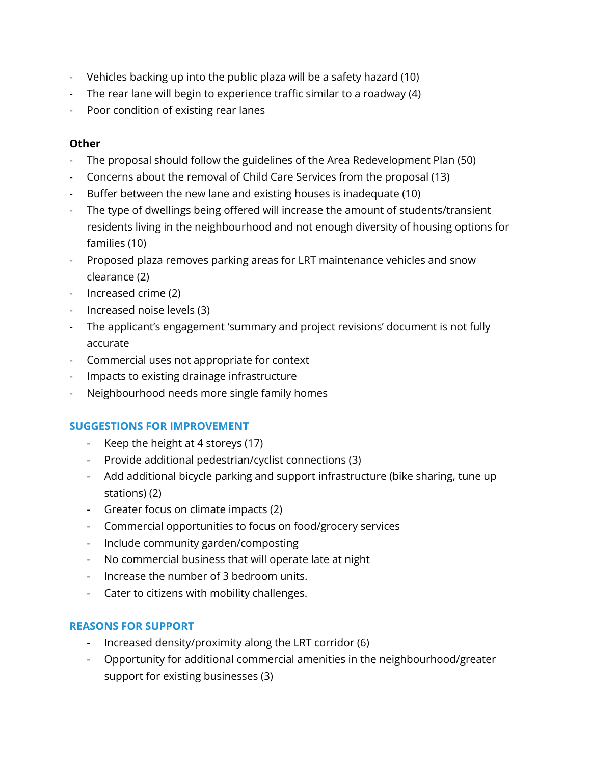- Vehicles backing up into the public plaza will be a safety hazard (10)
- The rear lane will begin to experience traffic similar to a roadway (4)
- Poor condition of existing rear lanes

**Other**

- The proposal should follow the guidelines of the Area Redevelopment Plan (50)
- Concerns about the removal of Child Care Services from the proposal (13)
- Buffer between the new lane and existing houses is inadequate (10)
- The type of dwellings being offered will increase the amount of students/transient residents living in the neighbourhood and not enough diversity of housing options for families (10)
- Proposed plaza removes parking areas for LRT maintenance vehicles and snow clearance (2)
- Increased crime (2)
- Increased noise levels (3)
- The applicant's engagement 'summary and project revisions' document is not fully accurate
- Commercial uses not appropriate for context
- Impacts to existing drainage infrastructure
- Neighbourhood needs more single family homes

## SUGGESTIONS FOR IMPROVEMENT

- Keep the height at 4 storeys (17)
- Provide additional pedestrian/cyclist connections (3)
- Add additional bicycle parking and support infrastructure (bike sharing, tune up stations) (2)
- Greater focus on climate impacts (2)
- Commercial opportunities to focus on food/grocery services
- Include community garden/composting
- No commercial business that will operate late at night
- Increase the number of 3 bedroom units.
- Cater to citizens with mobility challenges.

## REASONS FOR SUPPORT

- Increased density/proximity along the LRT corridor (6)
- Opportunity for additional commercial amenities in the neighbourhood/greater support for existing businesses (3)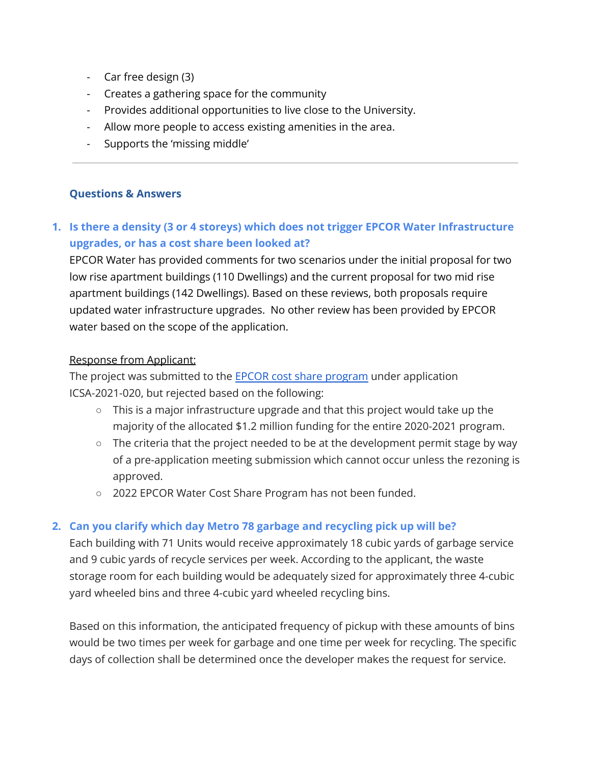- Car free design (3)
- Creates a gathering space for the community
- Provides additional opportunities to live close to the University.
- Allow more people to access existing amenities in the area.
- Supports the 'missing middle'

---

### Questions & Answers

1. **Is there a density (3 or 4 storeys) which does not trigger EPCOR Water Infrastructure upgrades, or has a cost share been looked at?**

   EPCOR Water has provided comments for two scenarios under the initial proposal for two low rise apartment buildings (110 Dwellings) and the current proposal for two mid rise apartment buildings (142 Dwellings). Based on these reviews, both proposals require updated water infrastructure upgrades. No other review has been provided by EPCOR water based on the scope of the application.

   Response from Applicant:

   The project was submitted to the EPCOR cost share program under application ICSA-2021-020, but rejected based on the following:

   - This is a major infrastructure upgrade and that this project would take up the majority of the allocated $1.2 million funding for the entire 2020-2021 program.
   - The criteria that the project needed to be at the development permit stage by way of a pre-application meeting submission which cannot occur unless the rezoning is approved.
   - 2022 EPCOR Water Cost Share Program has not been funded.

2. **Can you clarify which day Metro 78 garbage and recycling pick up will be?**

   Each building with 71 Units would receive approximately 18 cubic yards of garbage service and 9 cubic yards of recycle services per week. According to the applicant, the waste storage room for each building would be adequately sized for approximately three 4-cubic yard wheeled bins and three 4-cubic yard wheeled recycling bins.

   Based on this information, the anticipated frequency of pickup with these amounts of bins would be two times per week for garbage and one time per week for recycling. The specific days of collection shall be determined once the developer makes the request for service.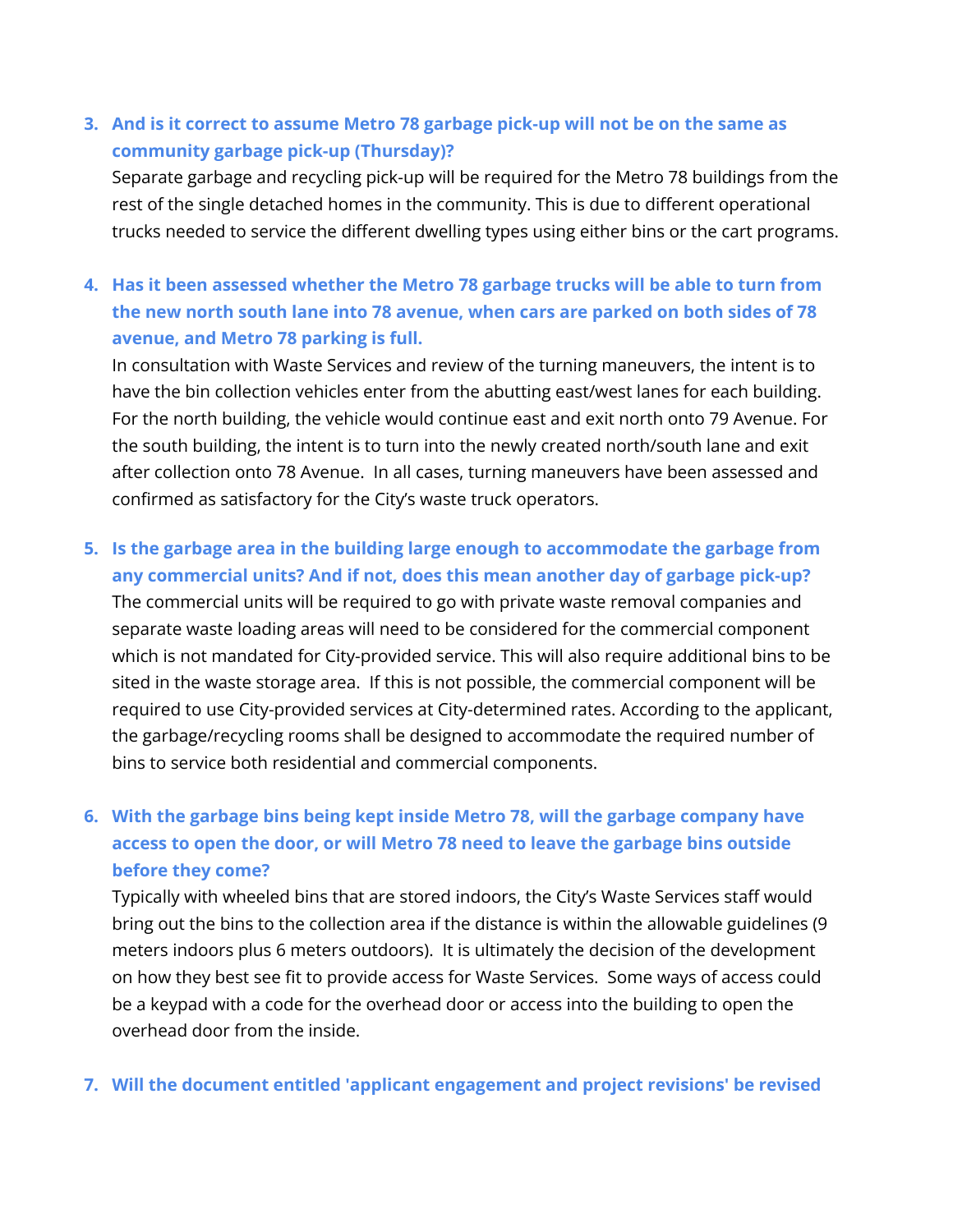3. **And is it correct to assume Metro 78 garbage pick-up will not be on the same as community garbage pick-up (Thursday)?**

   Separate garbage and recycling pick-up will be required for the Metro 78 buildings from the rest of the single detached homes in the community. This is due to different operational trucks needed to service the different dwelling types using either bins or the cart programs.

4. **Has it been assessed whether the Metro 78 garbage trucks will be able to turn from the new north south lane into 78 avenue, when cars are parked on both sides of 78 avenue, and Metro 78 parking is full.**

   In consultation with Waste Services and review of the turning maneuvers, the intent is to have the bin collection vehicles enter from the abutting east/west lanes for each building. For the north building, the vehicle would continue east and exit north onto 79 Avenue. For the south building, the intent is to turn into the newly created north/south lane and exit after collection onto 78 Avenue. In all cases, turning maneuvers have been assessed and confirmed as satisfactory for the City's waste truck operators.

5. **Is the garbage area in the building large enough to accommodate the garbage from any commercial units? And if not, does this mean another day of garbage pick-up?**

   The commercial units will be required to go with private waste removal companies and separate waste loading areas will need to be considered for the commercial component which is not mandated for City-provided service. This will also require additional bins to be sited in the waste storage area. If this is not possible, the commercial component will be required to use City-provided services at City-determined rates. According to the applicant, the garbage/recycling rooms shall be designed to accommodate the required number of bins to service both residential and commercial components.

6. **With the garbage bins being kept inside Metro 78, will the garbage company have access to open the door, or will Metro 78 need to leave the garbage bins outside before they come?**

   Typically with wheeled bins that are stored indoors, the City's Waste Services staff would bring out the bins to the collection area if the distance is within the allowable guidelines (9 meters indoors plus 6 meters outdoors). It is ultimately the decision of the development on how they best see fit to provide access for Waste Services. Some ways of access could be a keypad with a code for the overhead door or access into the building to open the overhead door from the inside.

7. **Will the document entitled 'applicant engagement and project revisions' be revised**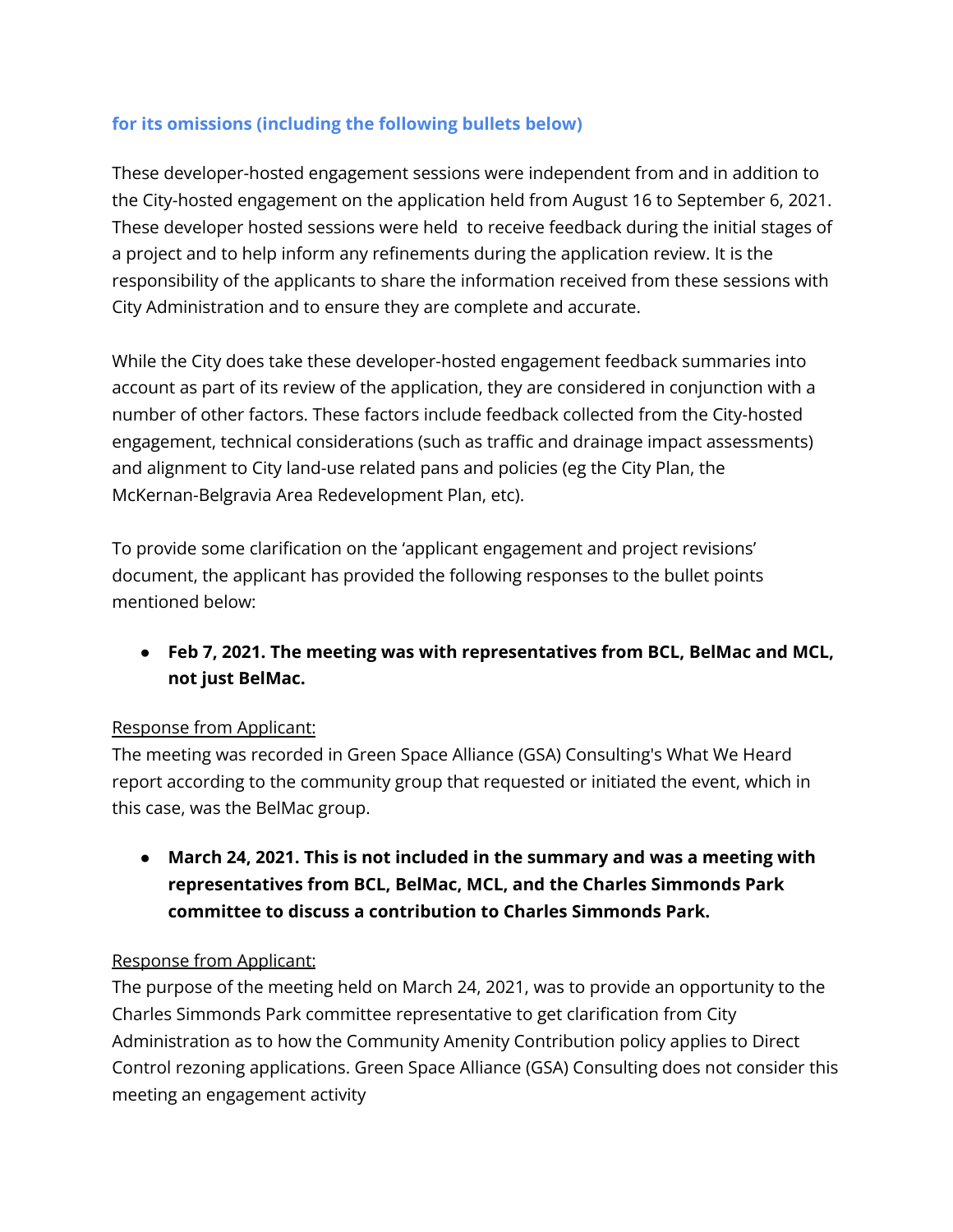**for its omissions (including the following bullets below)**

These developer-hosted engagement sessions were independent from and in addition to the City-hosted engagement on the application held from August 16 to September 6, 2021. These developer hosted sessions were held  to receive feedback during the initial stages of a project and to help inform any refinements during the application review. It is the responsibility of the applicants to share the information received from these sessions with City Administration and to ensure they are complete and accurate.

While the City does take these developer-hosted engagement feedback summaries into account as part of its review of the application, they are considered in conjunction with a number of other factors. These factors include feedback collected from the City-hosted engagement, technical considerations (such as traffic and drainage impact assessments) and alignment to City land-use related pans and policies (eg the City Plan, the McKernan-Belgravia Area Redevelopment Plan, etc).

To provide some clarification on the 'applicant engagement and project revisions' document, the applicant has provided the following responses to the bullet points mentioned below:

- **Feb 7, 2021. The meeting was with representatives from BCL, BelMac and MCL, not just BelMac.**

Response from Applicant:
The meeting was recorded in Green Space Alliance (GSA) Consulting's What We Heard report according to the community group that requested or initiated the event, which in this case, was the BelMac group.

- **March 24, 2021. This is not included in the summary and was a meeting with representatives from BCL, BelMac, MCL, and the Charles Simmonds Park committee to discuss a contribution to Charles Simmonds Park.**

Response from Applicant:
The purpose of the meeting held on March 24, 2021, was to provide an opportunity to the Charles Simmonds Park committee representative to get clarification from City Administration as to how the Community Amenity Contribution policy applies to Direct Control rezoning applications. Green Space Alliance (GSA) Consulting does not consider this meeting an engagement activity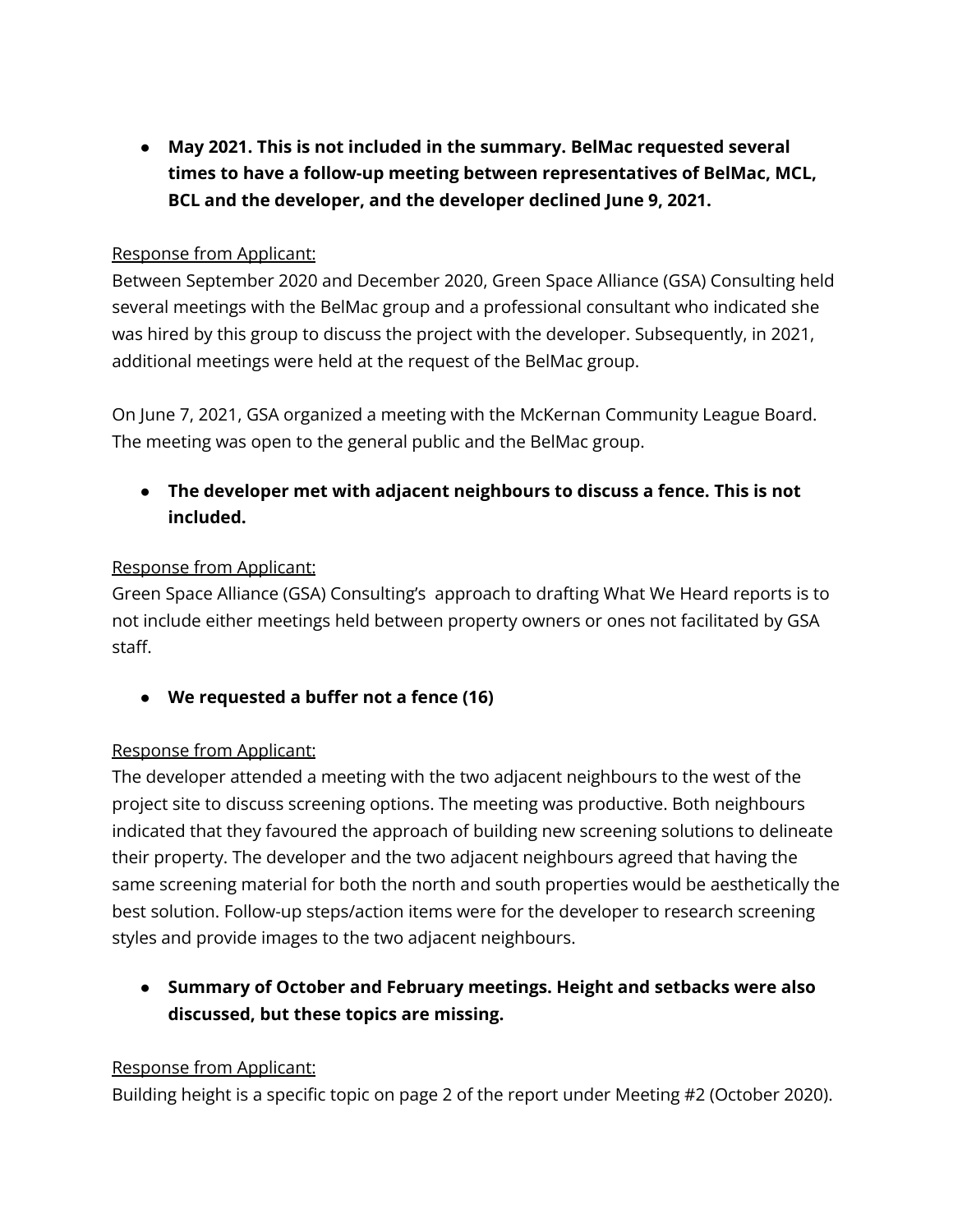- **May 2021. This is not included in the summary. BelMac requested several times to have a follow-up meeting between representatives of BelMac, MCL, BCL and the developer, and the developer declined June 9, 2021.**

Response from Applicant:
Between September 2020 and December 2020, Green Space Alliance (GSA) Consulting held several meetings with the BelMac group and a professional consultant who indicated she was hired by this group to discuss the project with the developer. Subsequently, in 2021, additional meetings were held at the request of the BelMac group.

On June 7, 2021, GSA organized a meeting with the McKernan Community League Board. The meeting was open to the general public and the BelMac group.

- **The developer met with adjacent neighbours to discuss a fence. This is not included.**

Response from Applicant:
Green Space Alliance (GSA) Consulting's approach to drafting What We Heard reports is to not include either meetings held between property owners or ones not facilitated by GSA staff.

- **We requested a buffer not a fence (16)**

Response from Applicant:
The developer attended a meeting with the two adjacent neighbours to the west of the project site to discuss screening options. The meeting was productive. Both neighbours indicated that they favoured the approach of building new screening solutions to delineate their property. The developer and the two adjacent neighbours agreed that having the same screening material for both the north and south properties would be aesthetically the best solution. Follow-up steps/action items were for the developer to research screening styles and provide images to the two adjacent neighbours.

- **Summary of October and February meetings. Height and setbacks were also discussed, but these topics are missing.**

Response from Applicant:
Building height is a specific topic on page 2 of the report under Meeting #2 (October 2020).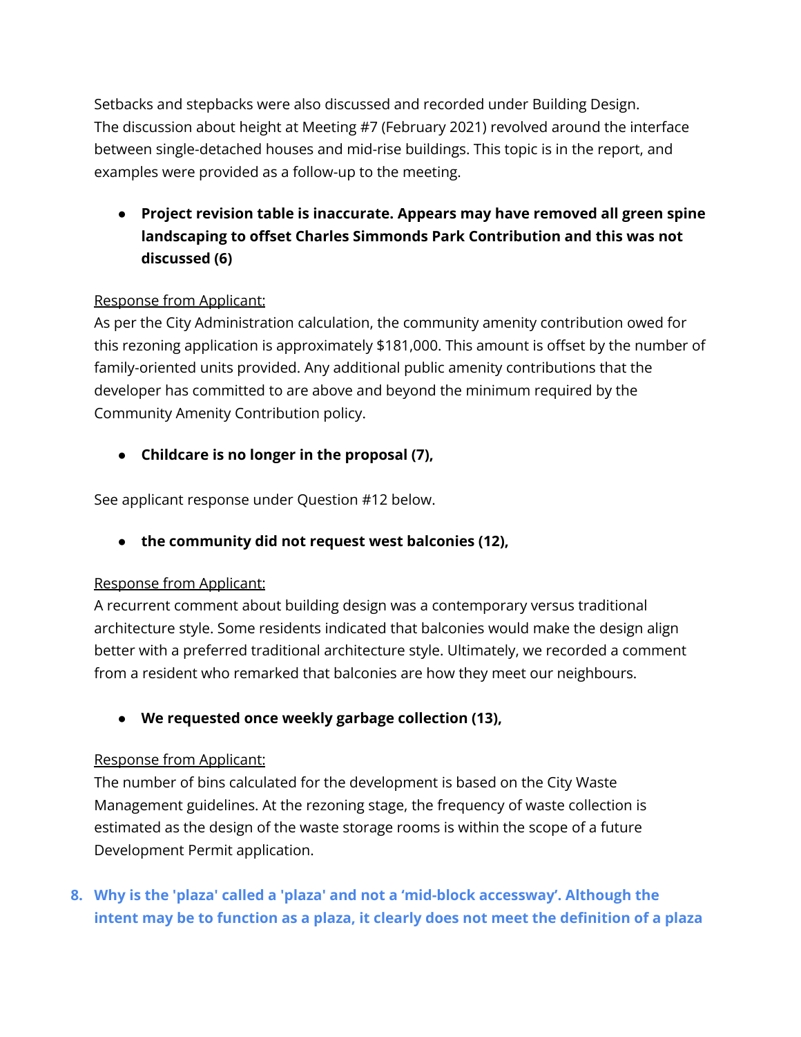Setbacks and stepbacks were also discussed and recorded under Building Design.
The discussion about height at Meeting #7 (February 2021) revolved around the interface between single-detached houses and mid-rise buildings. This topic is in the report, and examples were provided as a follow-up to the meeting.

- **Project revision table is inaccurate. Appears may have removed all green spine landscaping to offset Charles Simmonds Park Contribution and this was not discussed (6)**

Response from Applicant:
As per the City Administration calculation, the community amenity contribution owed for this rezoning application is approximately $181,000. This amount is offset by the number of family-oriented units provided. Any additional public amenity contributions that the developer has committed to are above and beyond the minimum required by the Community Amenity Contribution policy.

- **Childcare is no longer in the proposal (7),**

See applicant response under Question #12 below.

- **the community did not request west balconies (12),**

Response from Applicant:
A recurrent comment about building design was a contemporary versus traditional architecture style. Some residents indicated that balconies would make the design align better with a preferred traditional architecture style. Ultimately, we recorded a comment from a resident who remarked that balconies are how they meet our neighbours.

- **We requested once weekly garbage collection (13),**

Response from Applicant:
The number of bins calculated for the development is based on the City Waste Management guidelines. At the rezoning stage, the frequency of waste collection is estimated as the design of the waste storage rooms is within the scope of a future Development Permit application.

8. **Why is the 'plaza' called a 'plaza' and not a 'mid-block accessway'. Although the intent may be to function as a plaza, it clearly does not meet the definition of a plaza**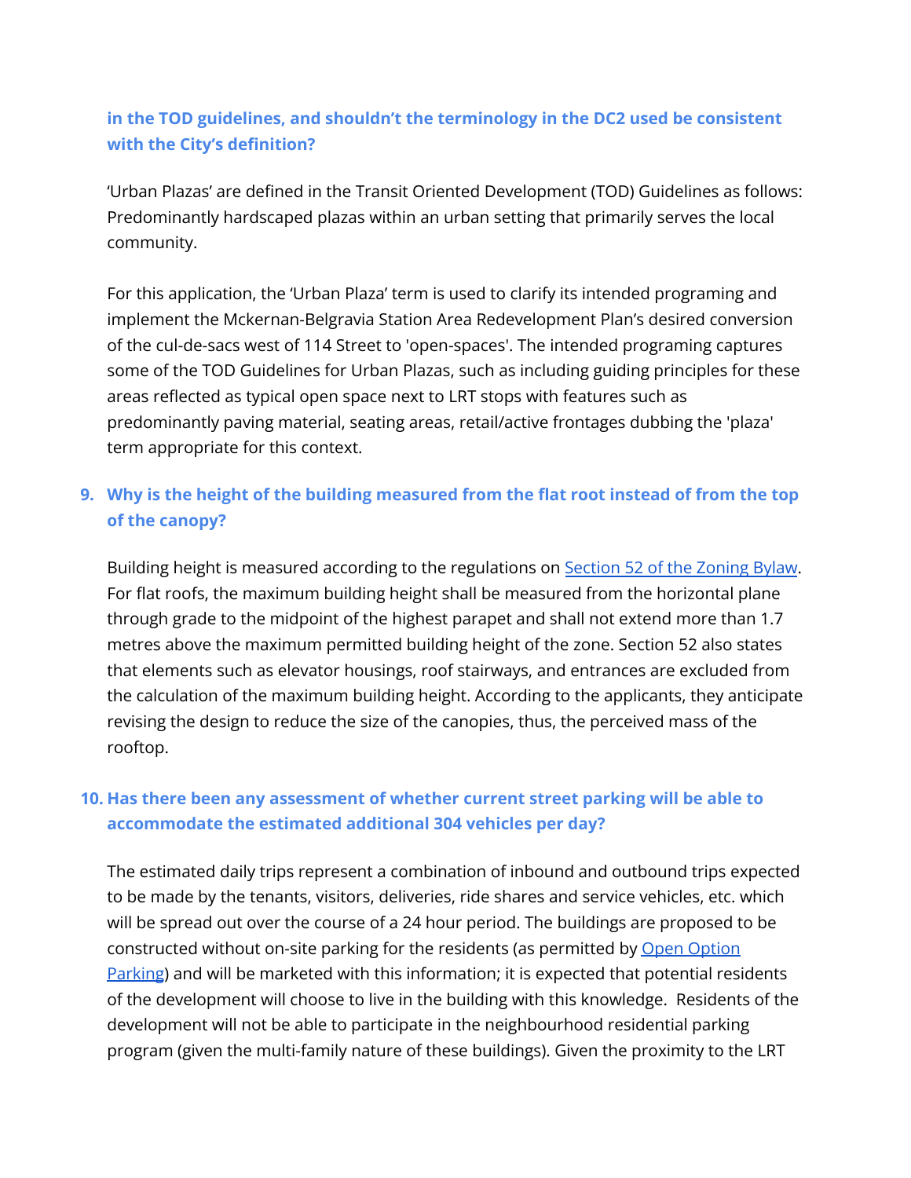**in the TOD guidelines, and shouldn't the terminology in the DC2 used be consistent with the City's definition?**

'Urban Plazas' are defined in the Transit Oriented Development (TOD) Guidelines as follows: Predominantly hardscaped plazas within an urban setting that primarily serves the local community.

For this application, the 'Urban Plaza' term is used to clarify its intended programing and implement the Mckernan-Belgravia Station Area Redevelopment Plan's desired conversion of the cul-de-sacs west of 114 Street to 'open-spaces'. The intended programing captures some of the TOD Guidelines for Urban Plazas, such as including guiding principles for these areas reflected as typical open space next to LRT stops with features such as predominantly paving material, seating areas, retail/active frontages dubbing the 'plaza' term appropriate for this context.

9. **Why is the height of the building measured from the flat root instead of from the top of the canopy?**

   Building height is measured according to the regulations on [Section 52 of the Zoning Bylaw](). For flat roofs, the maximum building height shall be measured from the horizontal plane through grade to the midpoint of the highest parapet and shall not extend more than 1.7 metres above the maximum permitted building height of the zone. Section 52 also states that elements such as elevator housings, roof stairways, and entrances are excluded from the calculation of the maximum building height. According to the applicants, they anticipate revising the design to reduce the size of the canopies, thus, the perceived mass of the rooftop.

10. **Has there been any assessment of whether current street parking will be able to accommodate the estimated additional 304 vehicles per day?**

    The estimated daily trips represent a combination of inbound and outbound trips expected to be made by the tenants, visitors, deliveries, ride shares and service vehicles, etc. which will be spread out over the course of a 24 hour period. The buildings are proposed to be constructed without on-site parking for the residents (as permitted by [Open Option Parking]()) and will be marketed with this information; it is expected that potential residents of the development will choose to live in the building with this knowledge. Residents of the development will not be able to participate in the neighbourhood residential parking program (given the multi-family nature of these buildings). Given the proximity to the LRT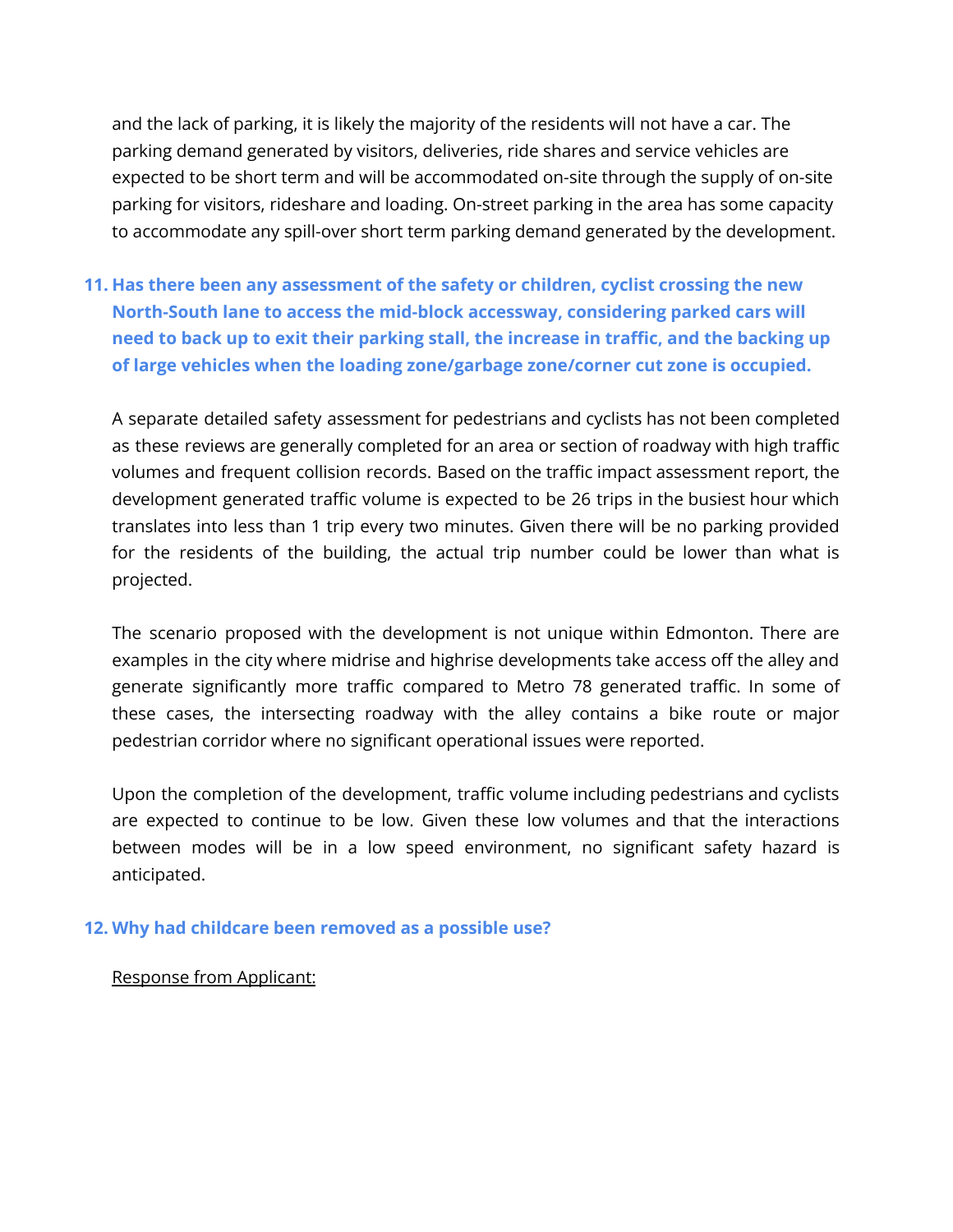and the lack of parking, it is likely the majority of the residents will not have a car. The parking demand generated by visitors, deliveries, ride shares and service vehicles are expected to be short term and will be accommodated on-site through the supply of on-site parking for visitors, rideshare and loading. On-street parking in the area has some capacity to accommodate any spill-over short term parking demand generated by the development.

11. **Has there been any assessment of the safety or children, cyclist crossing the new North-South lane to access the mid-block accessway, considering parked cars will need to back up to exit their parking stall, the increase in traffic, and the backing up of large vehicles when the loading zone/garbage zone/corner cut zone is occupied.**

    A separate detailed safety assessment for pedestrians and cyclists has not been completed as these reviews are generally completed for an area or section of roadway with high traffic volumes and frequent collision records. Based on the traffic impact assessment report, the development generated traffic volume is expected to be 26 trips in the busiest hour which translates into less than 1 trip every two minutes. Given there will be no parking provided for the residents of the building, the actual trip number could be lower than what is projected.

    The scenario proposed with the development is not unique within Edmonton. There are examples in the city where midrise and highrise developments take access off the alley and generate significantly more traffic compared to Metro 78 generated traffic. In some of these cases, the intersecting roadway with the alley contains a bike route or major pedestrian corridor where no significant operational issues were reported.

    Upon the completion of the development, traffic volume including pedestrians and cyclists are expected to continue to be low. Given these low volumes and that the interactions between modes will be in a low speed environment, no significant safety hazard is anticipated.

12. **Why had childcare been removed as a possible use?**

    <u>Response from Applicant:</u>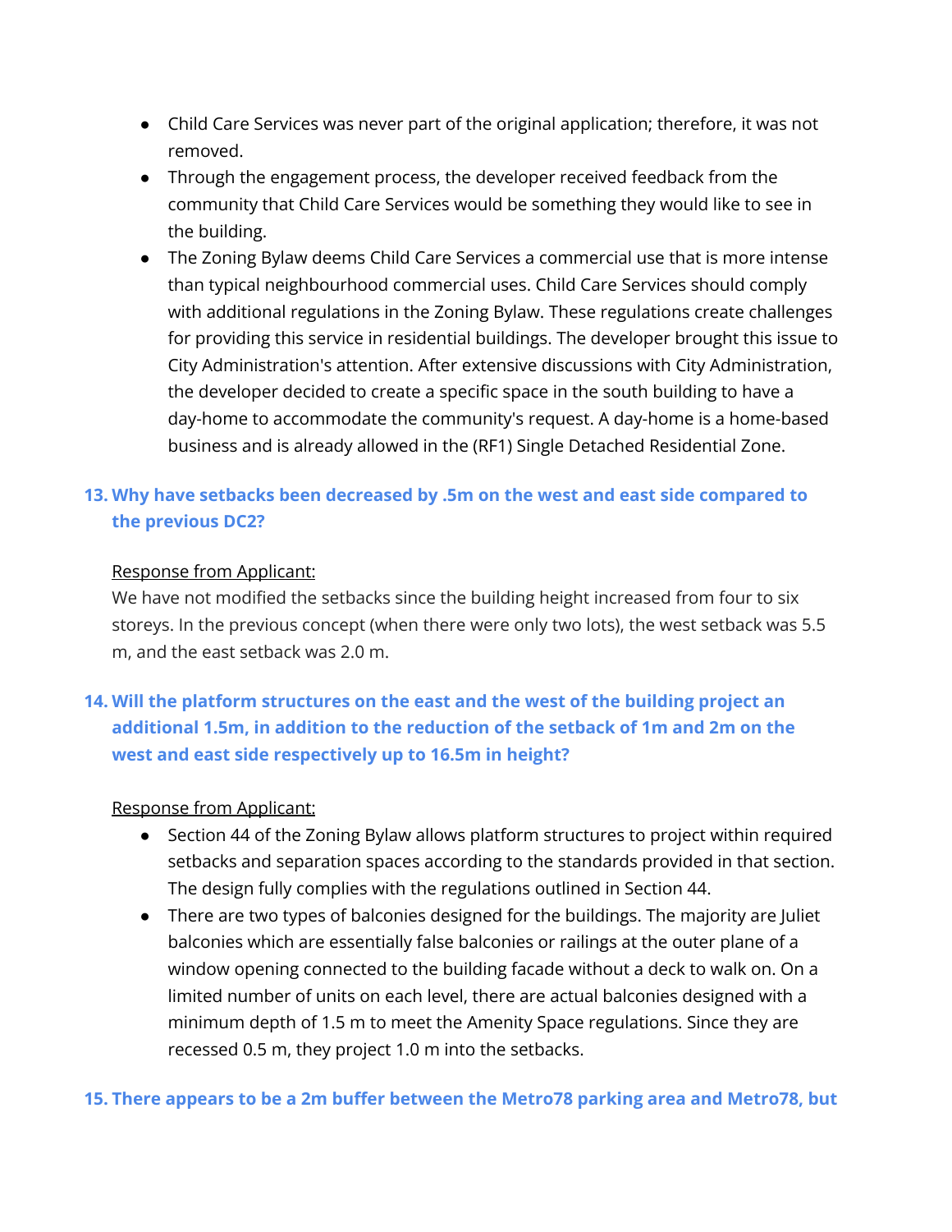- Child Care Services was never part of the original application; therefore, it was not removed.
- Through the engagement process, the developer received feedback from the community that Child Care Services would be something they would like to see in the building.
- The Zoning Bylaw deems Child Care Services a commercial use that is more intense than typical neighbourhood commercial uses. Child Care Services should comply with additional regulations in the Zoning Bylaw. These regulations create challenges for providing this service in residential buildings. The developer brought this issue to City Administration's attention. After extensive discussions with City Administration, the developer decided to create a specific space in the south building to have a day-home to accommodate the community's request. A day-home is a home-based business and is already allowed in the (RF1) Single Detached Residential Zone.

**13. Why have setbacks been decreased by .5m on the west and east side compared to the previous DC2?**

Response from Applicant:

We have not modified the setbacks since the building height increased from four to six storeys. In the previous concept (when there were only two lots), the west setback was 5.5 m, and the east setback was 2.0 m.

**14. Will the platform structures on the east and the west of the building project an additional 1.5m, in addition to the reduction of the setback of 1m and 2m on the west and east side respectively up to 16.5m in height?**

Response from Applicant:

- Section 44 of the Zoning Bylaw allows platform structures to project within required setbacks and separation spaces according to the standards provided in that section. The design fully complies with the regulations outlined in Section 44.
- There are two types of balconies designed for the buildings. The majority are Juliet balconies which are essentially false balconies or railings at the outer plane of a window opening connected to the building facade without a deck to walk on. On a limited number of units on each level, there are actual balconies designed with a minimum depth of 1.5 m to meet the Amenity Space regulations. Since they are recessed 0.5 m, they project 1.0 m into the setbacks.

**15. There appears to be a 2m buffer between the Metro78 parking area and Metro78, but**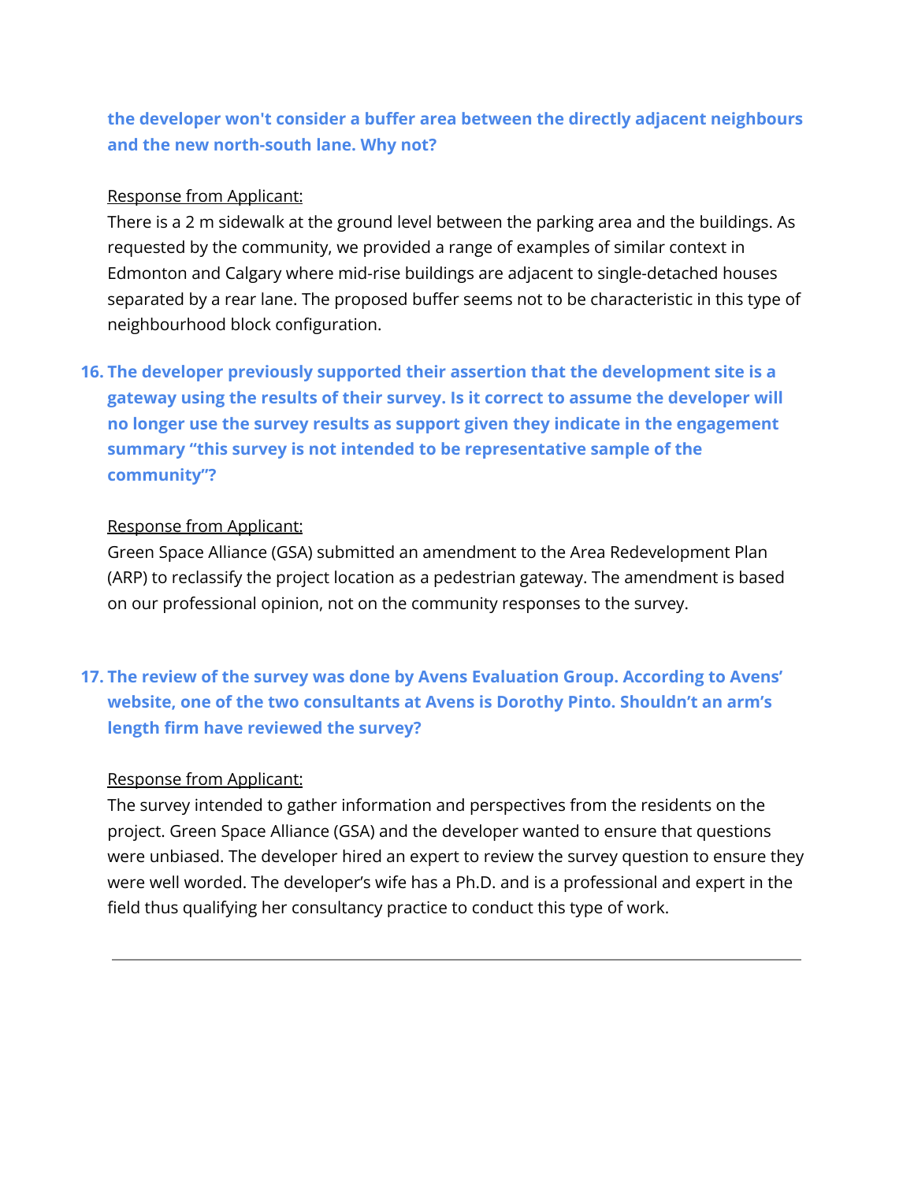**the developer won't consider a buffer area between the directly adjacent neighbours and the new north-south lane. Why not?**

Response from Applicant:
There is a 2 m sidewalk at the ground level between the parking area and the buildings. As requested by the community, we provided a range of examples of similar context in Edmonton and Calgary where mid-rise buildings are adjacent to single-detached houses separated by a rear lane. The proposed buffer seems not to be characteristic in this type of neighbourhood block configuration.

16. **The developer previously supported their assertion that the development site is a gateway using the results of their survey. Is it correct to assume the developer will no longer use the survey results as support given they indicate in the engagement summary "this survey is not intended to be representative sample of the community"?**

Response from Applicant:
Green Space Alliance (GSA) submitted an amendment to the Area Redevelopment Plan (ARP) to reclassify the project location as a pedestrian gateway. The amendment is based on our professional opinion, not on the community responses to the survey.

17. **The review of the survey was done by Avens Evaluation Group. According to Avens' website, one of the two consultants at Avens is Dorothy Pinto. Shouldn't an arm's length firm have reviewed the survey?**

Response from Applicant:
The survey intended to gather information and perspectives from the residents on the project. Green Space Alliance (GSA) and the developer wanted to ensure that questions were unbiased. The developer hired an expert to review the survey question to ensure they were well worded. The developer's wife has a Ph.D. and is a professional and expert in the field thus qualifying her consultancy practice to conduct this type of work.

---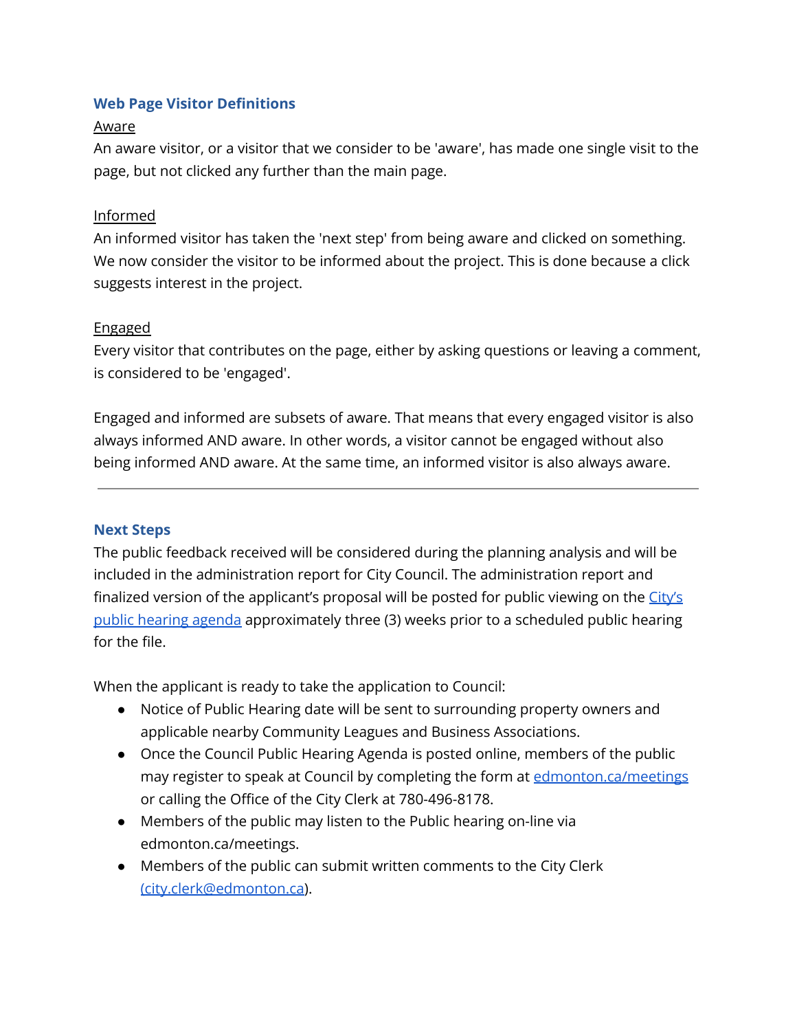## Web Page Visitor Definitions

Aware

An aware visitor, or a visitor that we consider to be 'aware', has made one single visit to the page, but not clicked any further than the main page.

Informed

An informed visitor has taken the 'next step' from being aware and clicked on something. We now consider the visitor to be informed about the project. This is done because a click suggests interest in the project.

Engaged

Every visitor that contributes on the page, either by asking questions or leaving a comment, is considered to be 'engaged'.

Engaged and informed are subsets of aware. That means that every engaged visitor is also always informed AND aware. In other words, a visitor cannot be engaged without also being informed AND aware. At the same time, an informed visitor is also always aware.

---

## Next Steps

The public feedback received will be considered during the planning analysis and will be included in the administration report for City Council. The administration report and finalized version of the applicant's proposal will be posted for public viewing on the City's public hearing agenda approximately three (3) weeks prior to a scheduled public hearing for the file.

When the applicant is ready to take the application to Council:

- Notice of Public Hearing date will be sent to surrounding property owners and applicable nearby Community Leagues and Business Associations.
- Once the Council Public Hearing Agenda is posted online, members of the public may register to speak at Council by completing the form at edmonton.ca/meetings or calling the Office of the City Clerk at 780-496-8178.
- Members of the public may listen to the Public hearing on-line via edmonton.ca/meetings.
- Members of the public can submit written comments to the City Clerk (city.clerk@edmonton.ca).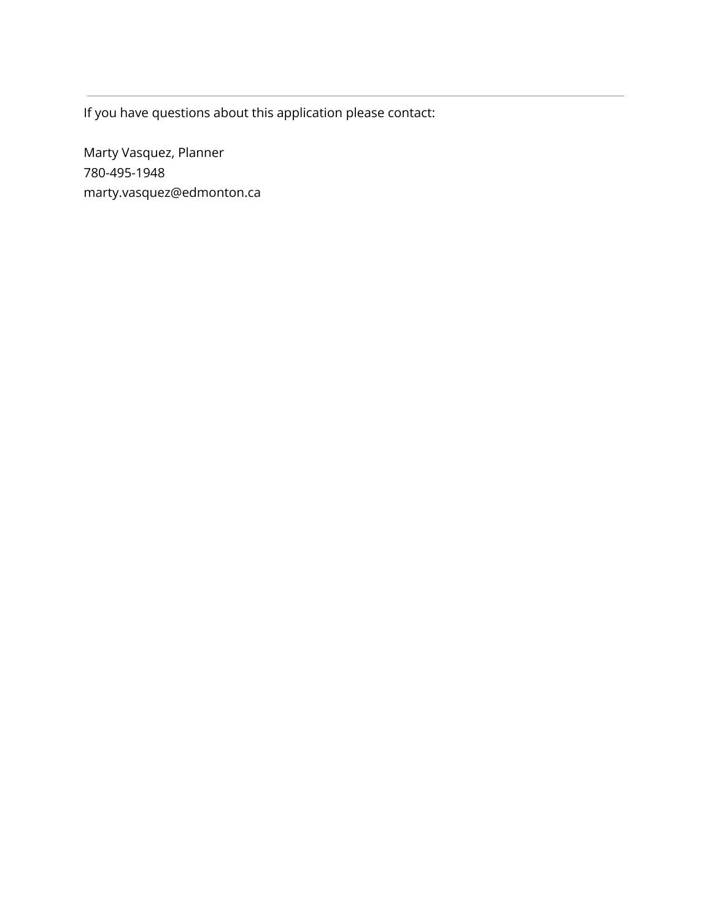---

If you have questions about this application please contact:

Marty Vasquez, Planner
780-495-1948
marty.vasquez@edmonton.ca